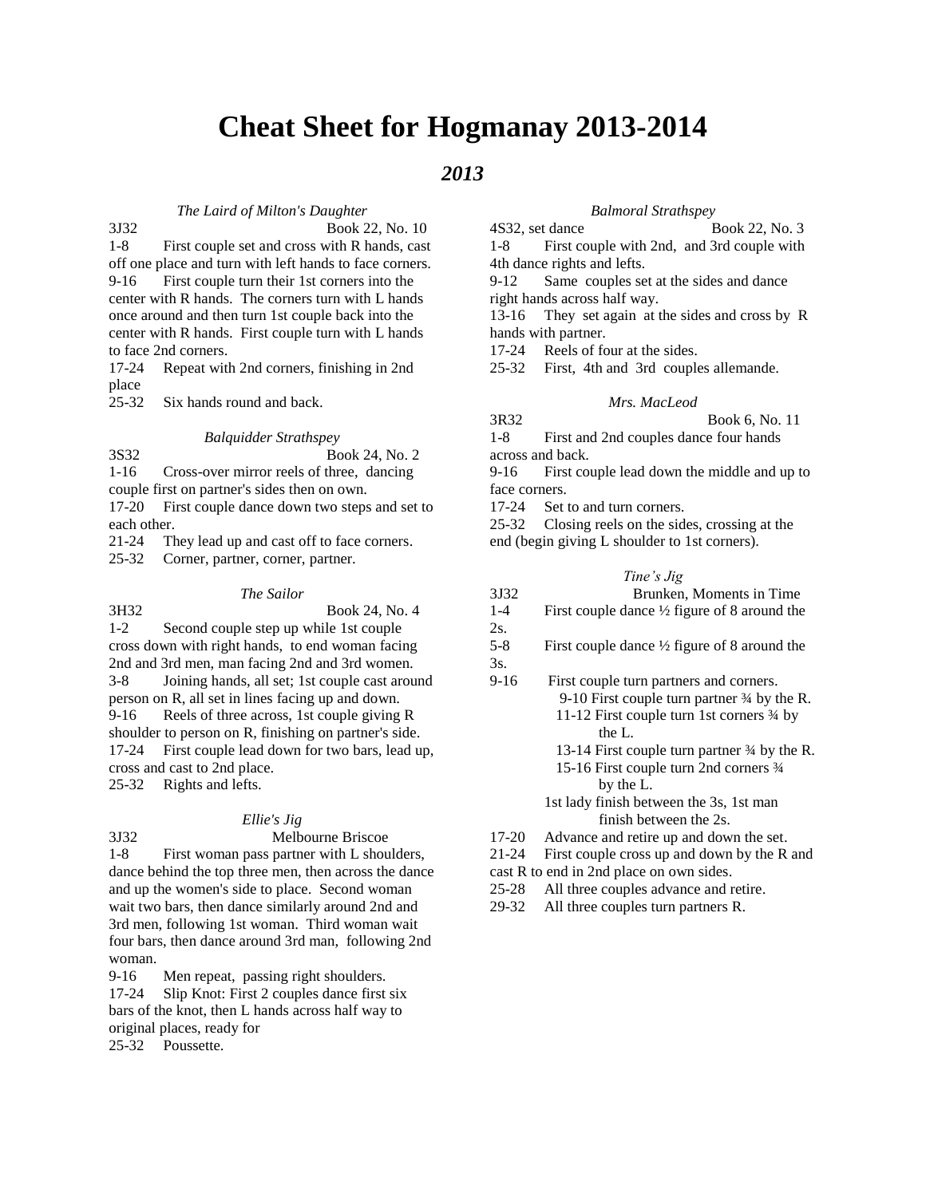# Cheat Sheet for Hogmanay 2013-2014

## *2013*

*The Laird of Milton's Daughter*

3J32 Book 22, No. 10

1-8 First couple set and cross with R hands, cast off one place and turn with left hands to face corners.

9-16 First couple turn their 1st corners into the center with R hands. The corners turn with L hands once around and then turn 1st couple back into the center with R hands. First couple turn with L hands to face 2nd corners.

17-24 Repeat with 2nd corners, finishing in 2nd place

25-32 Six hands round and back.

*Balquidder Strathspey*

3S32 Book 24, No. 2

1-16 Cross-over mirror reels of three, dancing couple first on partner's sides then on own.

17-20 First couple dance down two steps and set to each other.

21-24 They lead up and cast off to face corners.

25-32 Corner, partner, corner, partner.

*The Sailor*

3H32 Book 24, No. 4

1-2 Second couple step up while 1st couple cross down with right hands, to end woman facing 2nd and 3rd men, man facing 2nd and 3rd women.

3-8 Joining hands, all set; 1st couple cast around person on R, all set in lines facing up and down.

9-16 Reels of three across, 1st couple giving R shoulder to person on R, finishing on partner's side.

17-24 First couple lead down for two bars, lead up, cross and cast to 2nd place.

25-32 Rights and lefts.

*Ellie's Jig*

3J32 Melbourne Briscoe

1-8 First woman pass partner with L shoulders, dance behind the top three men, then across the dance and up the women's side to place. Second woman wait two bars, then dance similarly around 2nd and 3rd men, following 1st woman. Third woman wait four bars, then dance around 3rd man, following 2nd woman.

9-16 Men repeat, passing right shoulders.

17-24 Slip Knot: First 2 couples dance first six bars of the knot, then L hands across half way to original places, ready for

25-32 Poussette.

*Balmoral Strathspey*

4S32, set dance Book 22, No. 3

1-8 First couple with 2nd, and 3rd couple with 4th dance rights and lefts.

9-12 Same couples set at the sides and dance right hands across half way.

13-16 They set again at the sides and cross by R hands with partner.

17-24 Reels of four at the sides.

25-32 First, 4th and 3rd couples allemande.

*Mrs. MacLeod*

3R32 Book 6, No. 11

1-8 First and 2nd couples dance four hands across and back.

9-16 First couple lead down the middle and up to face corners.

17-24 Set to and turn corners.

25-32 Closing reels on the sides, crossing at the end (begin giving L shoulder to 1st corners).

*Tine's Jig*

3J32 Brunken, Moments in Time

1-4 First couple dance ½ figure of 8 around the 2s.

5-8 First couple dance ½ figure of 8 around the 3s.

9-16 First couple turn partners and corners.
- 9-10 First couple turn partner ¾ by the R.
- 11-12 First couple turn 1st corners ¾ by the L.
- 13-14 First couple turn partner ¾ by the R.
- 15-16 First couple turn 2nd corners ¾ by the L.

1st lady finish between the 3s, 1st man finish between the 2s.

17-20 Advance and retire up and down the set.

21-24 First couple cross up and down by the R and cast R to end in 2nd place on own sides.

25-28 All three couples advance and retire.

29-32 All three couples turn partners R.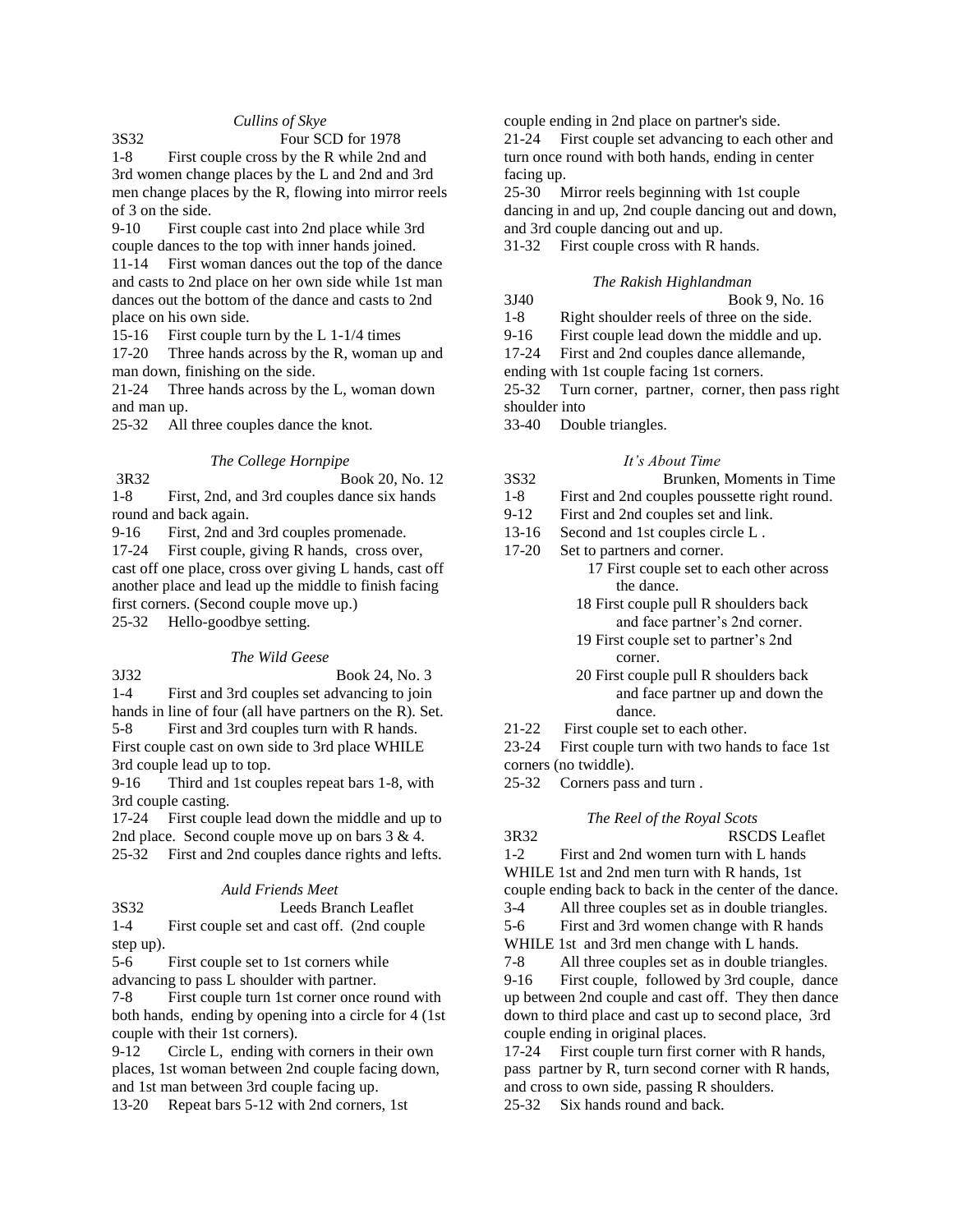### *Cullins of Skye*

3S32 Four SCD for 1978

1-8 First couple cross by the R while 2nd and 3rd women change places by the L and 2nd and 3rd men change places by the R, flowing into mirror reels of 3 on the side.

9-10 First couple cast into 2nd place while 3rd couple dances to the top with inner hands joined.

11-14 First woman dances out the top of the dance and casts to 2nd place on her own side while 1st man dances out the bottom of the dance and casts to 2nd place on his own side.

15-16 First couple turn by the L 1-1/4 times

17-20 Three hands across by the R, woman up and man down, finishing on the side.

21-24 Three hands across by the L, woman down and man up.

25-32 All three couples dance the knot.

### *The College Hornpipe*

3R32 Book 20, No. 12

1-8 First, 2nd, and 3rd couples dance six hands round and back again.

9-16 First, 2nd and 3rd couples promenade.

17-24 First couple, giving R hands, cross over, cast off one place, cross over giving L hands, cast off another place and lead up the middle to finish facing first corners. (Second couple move up.)

25-32 Hello-goodbye setting.

### *The Wild Geese*

3J32 Book 24, No. 3

1-4 First and 3rd couples set advancing to join hands in line of four (all have partners on the R). Set.

5-8 First and 3rd couples turn with R hands. First couple cast on own side to 3rd place WHILE 3rd couple lead up to top.

9-16 Third and 1st couples repeat bars 1-8, with 3rd couple casting.

17-24 First couple lead down the middle and up to 2nd place. Second couple move up on bars 3 & 4.

25-32 First and 2nd couples dance rights and lefts.

### *Auld Friends Meet*

3S32 Leeds Branch Leaflet

1-4 First couple set and cast off. (2nd couple step up).

5-6 First couple set to 1st corners while advancing to pass L shoulder with partner.

7-8 First couple turn 1st corner once round with both hands, ending by opening into a circle for 4 (1st couple with their 1st corners).

9-12 Circle L, ending with corners in their own places, 1st woman between 2nd couple facing down, and 1st man between 3rd couple facing up.

13-20 Repeat bars 5-12 with 2nd corners, 1st couple ending in 2nd place on partner's side.

21-24 First couple set advancing to each other and turn once round with both hands, ending in center facing up.

25-30 Mirror reels beginning with 1st couple dancing in and up, 2nd couple dancing out and down, and 3rd couple dancing out and up.

31-32 First couple cross with R hands.

### *The Rakish Highlandman*

3J40 Book 9, No. 16

1-8 Right shoulder reels of three on the side.

9-16 First couple lead down the middle and up.

17-24 First and 2nd couples dance allemande, ending with 1st couple facing 1st corners.

25-32 Turn corner, partner, corner, then pass right shoulder into

33-40 Double triangles.

### *It's About Time*

3S32 Brunken, Moments in Time

1-8 First and 2nd couples poussette right round.

9-12 First and 2nd couples set and link.

13-16 Second and 1st couples circle L .

17-20 Set to partners and corner.

- 17 First couple set to each other across the dance.
- 18 First couple pull R shoulders back and face partner's 2nd corner.
- 19 First couple set to partner's 2nd corner.
- 20 First couple pull R shoulders back and face partner up and down the dance.

21-22 First couple set to each other.

23-24 First couple turn with two hands to face 1st corners (no twiddle).

25-32 Corners pass and turn .

### *The Reel of the Royal Scots*

3R32 RSCDS Leaflet

1-2 First and 2nd women turn with L hands WHILE 1st and 2nd men turn with R hands, 1st couple ending back to back in the center of the dance.

3-4 All three couples set as in double triangles.

5-6 First and 3rd women change with R hands WHILE 1st and 3rd men change with L hands.

7-8 All three couples set as in double triangles.

9-16 First couple, followed by 3rd couple, dance up between 2nd couple and cast off. They then dance down to third place and cast up to second place, 3rd couple ending in original places.

17-24 First couple turn first corner with R hands, pass partner by R, turn second corner with R hands, and cross to own side, passing R shoulders.

25-32 Six hands round and back.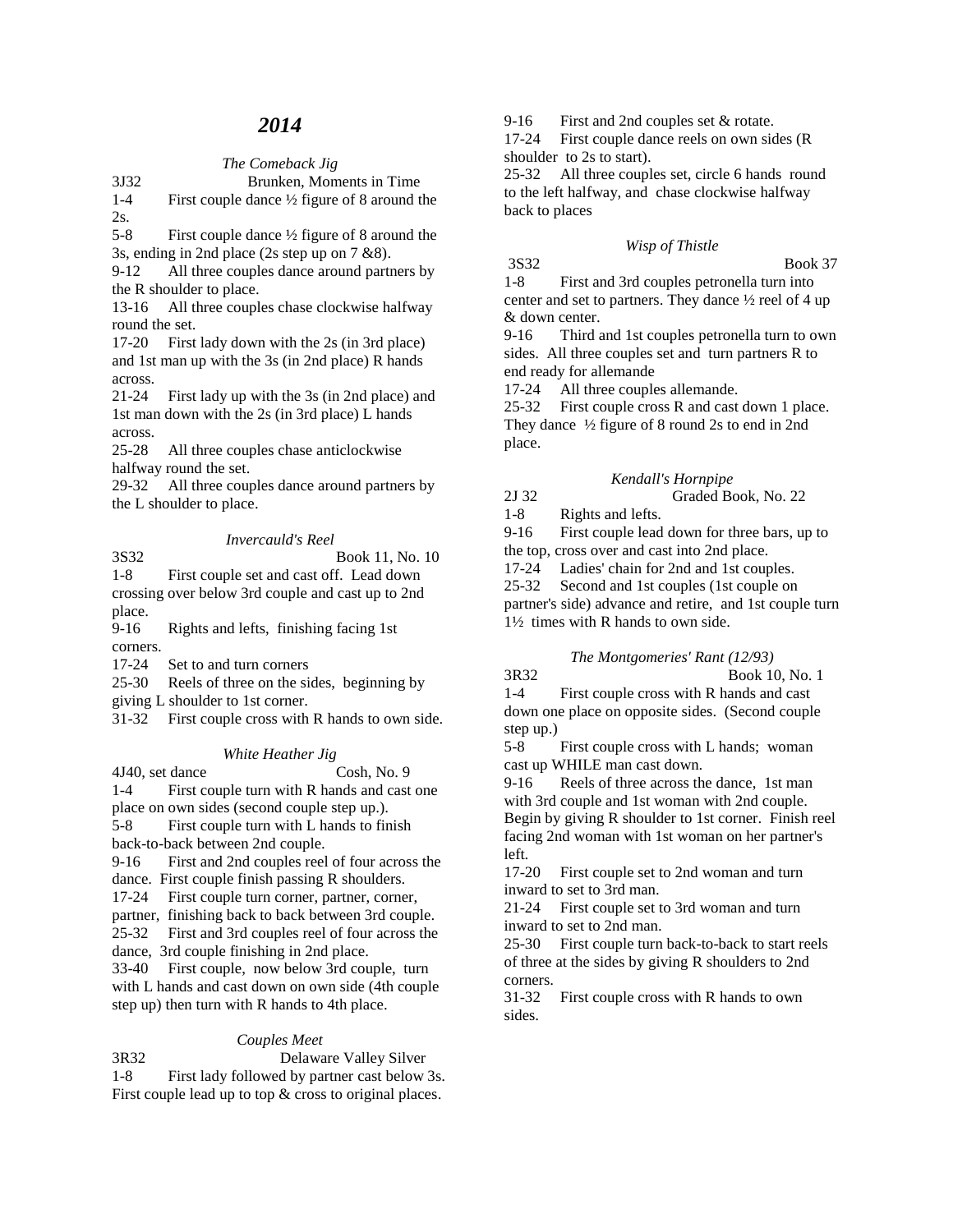# *2014*

*The Comeback Jig*

3J32 Brunken, Moments in Time

1-4 First couple dance ½ figure of 8 around the 2s.

5-8 First couple dance ½ figure of 8 around the 3s, ending in 2nd place (2s step up on 7 &8).

9-12 All three couples dance around partners by the R shoulder to place.

13-16 All three couples chase clockwise halfway round the set.

17-20 First lady down with the 2s (in 3rd place) and 1st man up with the 3s (in 2nd place) R hands across.

21-24 First lady up with the 3s (in 2nd place) and 1st man down with the 2s (in 3rd place) L hands across.

25-28 All three couples chase anticlockwise halfway round the set.

29-32 All three couples dance around partners by the L shoulder to place.

*Invercauld's Reel*

3S32 Book 11, No. 10

1-8 First couple set and cast off. Lead down crossing over below 3rd couple and cast up to 2nd place.

9-16 Rights and lefts, finishing facing 1st corners.

17-24 Set to and turn corners

25-30 Reels of three on the sides, beginning by giving L shoulder to 1st corner.

31-32 First couple cross with R hands to own side.

*White Heather Jig*

4J40, set dance Cosh, No. 9

1-4 First couple turn with R hands and cast one place on own sides (second couple step up.).

5-8 First couple turn with L hands to finish back-to-back between 2nd couple.

9-16 First and 2nd couples reel of four across the dance. First couple finish passing R shoulders.

17-24 First couple turn corner, partner, corner, partner, finishing back to back between 3rd couple.

25-32 First and 3rd couples reel of four across the dance, 3rd couple finishing in 2nd place.

33-40 First couple, now below 3rd couple, turn with L hands and cast down on own side (4th couple step up) then turn with R hands to 4th place.

*Couples Meet*

3R32 Delaware Valley Silver

1-8 First lady followed by partner cast below 3s. First couple lead up to top & cross to original places.

9-16 First and 2nd couples set & rotate.

17-24 First couple dance reels on own sides (R shoulder to 2s to start).

25-32 All three couples set, circle 6 hands round to the left halfway, and chase clockwise halfway back to places

*Wisp of Thistle*

3S32 Book 37

1-8 First and 3rd couples petronella turn into center and set to partners. They dance ½ reel of 4 up & down center.

9-16 Third and 1st couples petronella turn to own sides. All three couples set and turn partners R to end ready for allemande

17-24 All three couples allemande.

25-32 First couple cross R and cast down 1 place. They dance ½ figure of 8 round 2s to end in 2nd place.

*Kendall's Hornpipe*

2J 32 Graded Book, No. 22

1-8 Rights and lefts.

9-16 First couple lead down for three bars, up to the top, cross over and cast into 2nd place.

17-24 Ladies' chain for 2nd and 1st couples.

25-32 Second and 1st couples (1st couple on partner's side) advance and retire, and 1st couple turn 1½ times with R hands to own side.

*The Montgomeries' Rant (12/93)*

3R32 Book 10, No. 1

1-4 First couple cross with R hands and cast down one place on opposite sides. (Second couple step up.)

5-8 First couple cross with L hands; woman cast up WHILE man cast down.

9-16 Reels of three across the dance, 1st man with 3rd couple and 1st woman with 2nd couple. Begin by giving R shoulder to 1st corner. Finish reel facing 2nd woman with 1st woman on her partner's left.

17-20 First couple set to 2nd woman and turn inward to set to 3rd man.

21-24 First couple set to 3rd woman and turn inward to set to 2nd man.

25-30 First couple turn back-to-back to start reels of three at the sides by giving R shoulders to 2nd corners.

31-32 First couple cross with R hands to own sides.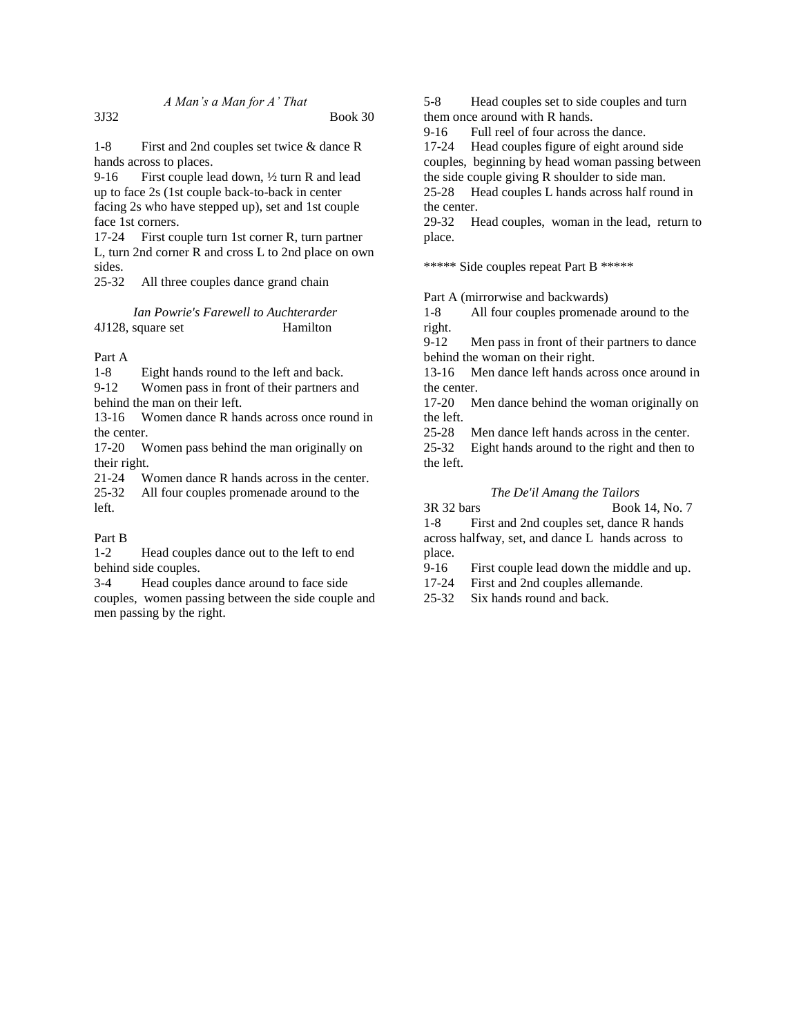*A Man's a Man for A' That*

3J32 Book 30

1-8 First and 2nd couples set twice & dance R hands across to places.
9-16 First couple lead down, ½ turn R and lead up to face 2s (1st couple back-to-back in center facing 2s who have stepped up), set and 1st couple face 1st corners.
17-24 First couple turn 1st corner R, turn partner L, turn 2nd corner R and cross L to 2nd place on own sides.
25-32 All three couples dance grand chain

*Ian Powrie's Farewell to Auchterarder*

4J128, square set Hamilton

Part A
1-8 Eight hands round to the left and back.
9-12 Women pass in front of their partners and behind the man on their left.
13-16 Women dance R hands across once round in the center.
17-20 Women pass behind the man originally on their right.
21-24 Women dance R hands across in the center.
25-32 All four couples promenade around to the left.

Part B
1-2 Head couples dance out to the left to end behind side couples.
3-4 Head couples dance around to face side couples, women passing between the side couple and men passing by the right.
5-8 Head couples set to side couples and turn them once around with R hands.
9-16 Full reel of four across the dance.
17-24 Head couples figure of eight around side couples, beginning by head woman passing between the side couple giving R shoulder to side man.
25-28 Head couples L hands across half round in the center.
29-32 Head couples, woman in the lead, return to place.

***** Side couples repeat Part B *****

Part A (mirrorwise and backwards)
1-8 All four couples promenade around to the right.
9-12 Men pass in front of their partners to dance behind the woman on their right.
13-16 Men dance left hands across once around in the center.
17-20 Men dance behind the woman originally on the left.
25-28 Men dance left hands across in the center.
25-32 Eight hands around to the right and then to the left.

*The De'il Amang the Tailors*

3R 32 bars Book 14, No. 7

1-8 First and 2nd couples set, dance R hands across halfway, set, and dance L hands across to place.
9-16 First couple lead down the middle and up.
17-24 First and 2nd couples allemande.
25-32 Six hands round and back.